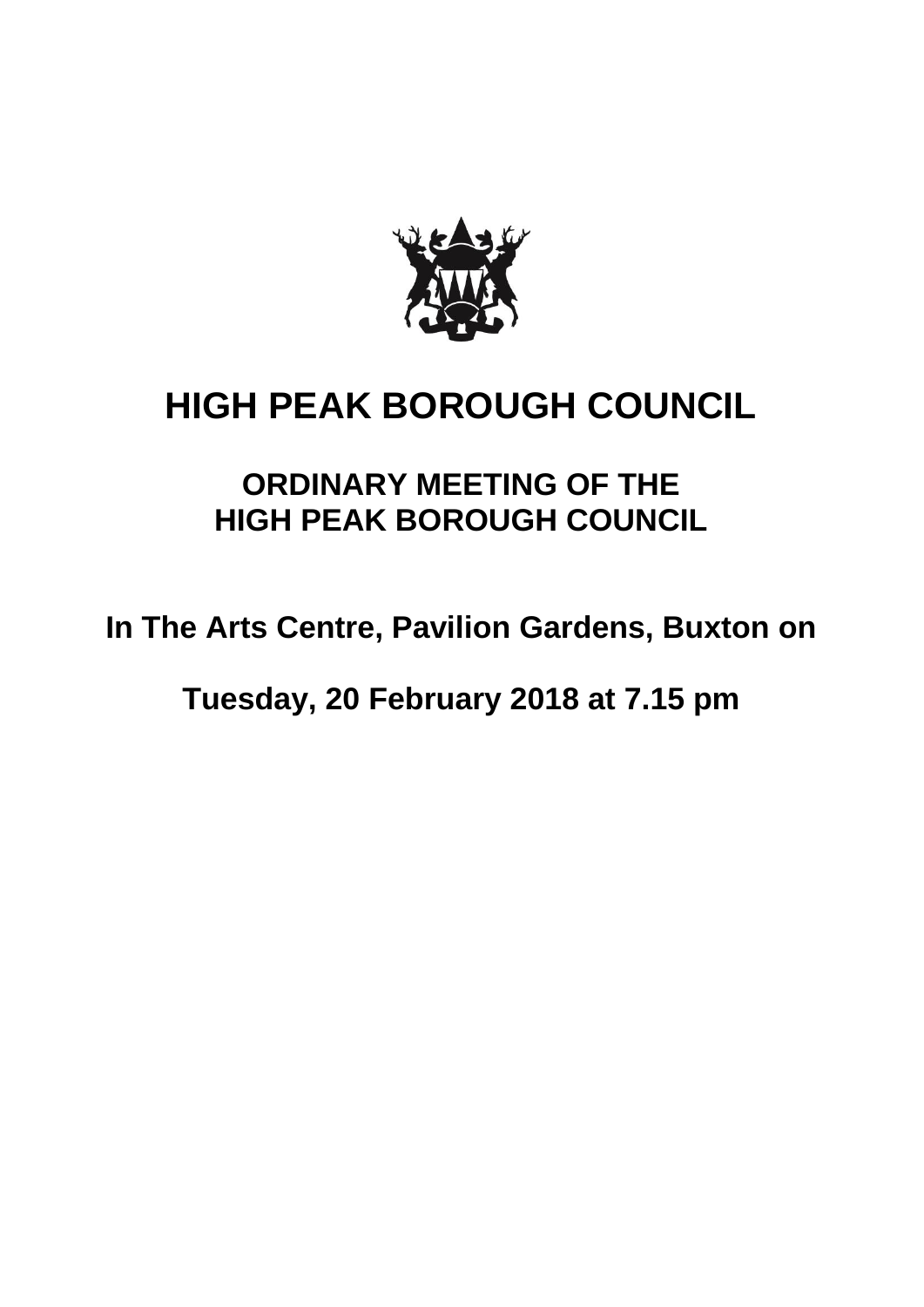# HIGH PEAK BOROUGH COUNCIL

## ORDINARY MEETING OF THE HIGH PEAK BOROUGH COUNCIL

**In The Arts Centre, Pavilion Gardens, Buxton on**

**Tuesday, 20 February 2018 at 7.15 pm**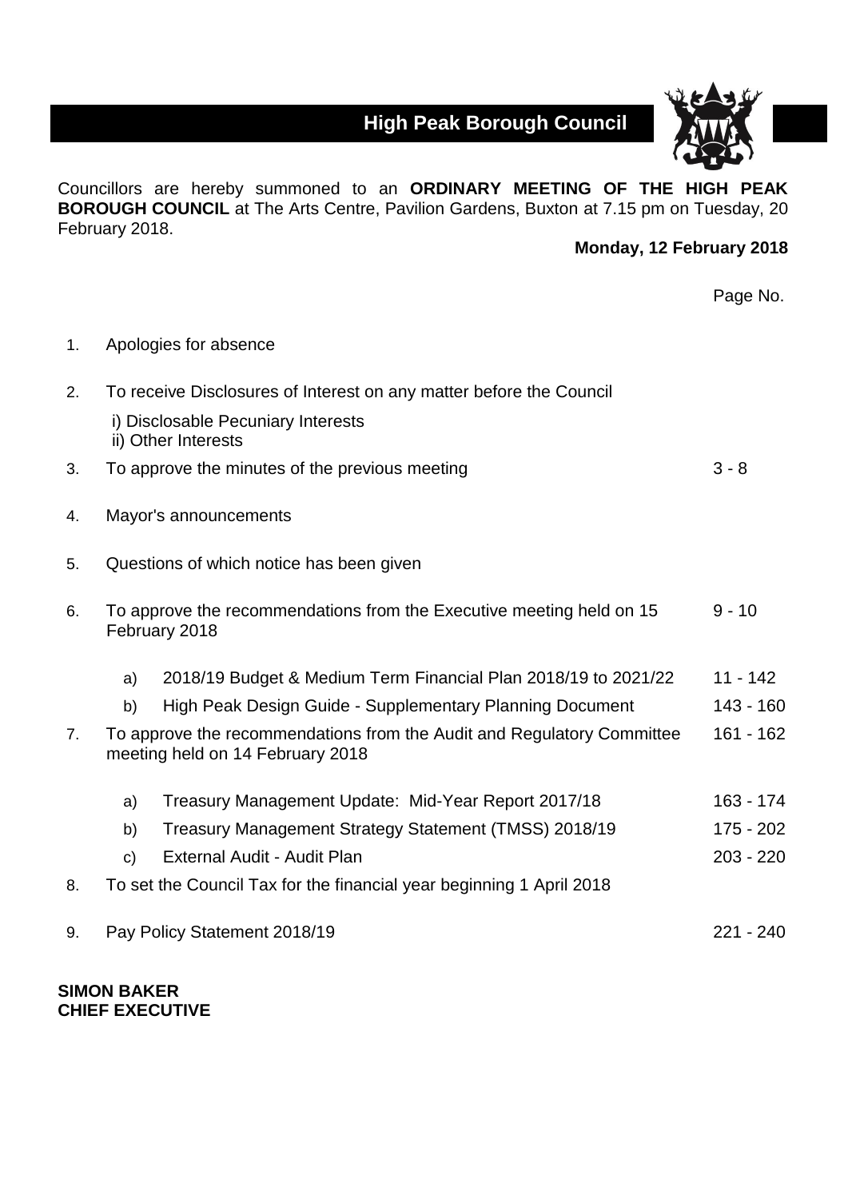# High Peak Borough Council

Councillors are hereby summoned to an **ORDINARY MEETING OF THE HIGH PEAK BOROUGH COUNCIL** at The Arts Centre, Pavilion Gardens, Buxton at 7.15 pm on Tuesday, 20 February 2018.

**Monday, 12 February 2018**

| | | | Page No. |
|---|---|---|---|
| 1. | Apologies for absence | | |
| 2. | To receive Disclosures of Interest on any matter before the Council<br>i) Disclosable Pecuniary Interests<br>ii) Other Interests | | |
| 3. | To approve the minutes of the previous meeting | | 3 - 8 |
| 4. | Mayor's announcements | | |
| 5. | Questions of which notice has been given | | |
| 6. | To approve the recommendations from the Executive meeting held on 15 February 2018 | | 9 - 10 |
| | a) | 2018/19 Budget & Medium Term Financial Plan 2018/19 to 2021/22 | 11 - 142 |
| | b) | High Peak Design Guide - Supplementary Planning Document | 143 - 160 |
| 7. | To approve the recommendations from the Audit and Regulatory Committee meeting held on 14 February 2018 | | 161 - 162 |
| | a) | Treasury Management Update: Mid-Year Report 2017/18 | 163 - 174 |
| | b) | Treasury Management Strategy Statement (TMSS) 2018/19 | 175 - 202 |
| | c) | External Audit - Audit Plan | 203 - 220 |
| 8. | To set the Council Tax for the financial year beginning 1 April 2018 | | |
| 9. | Pay Policy Statement 2018/19 | | 221 - 240 |

**SIMON BAKER**
**CHIEF EXECUTIVE**